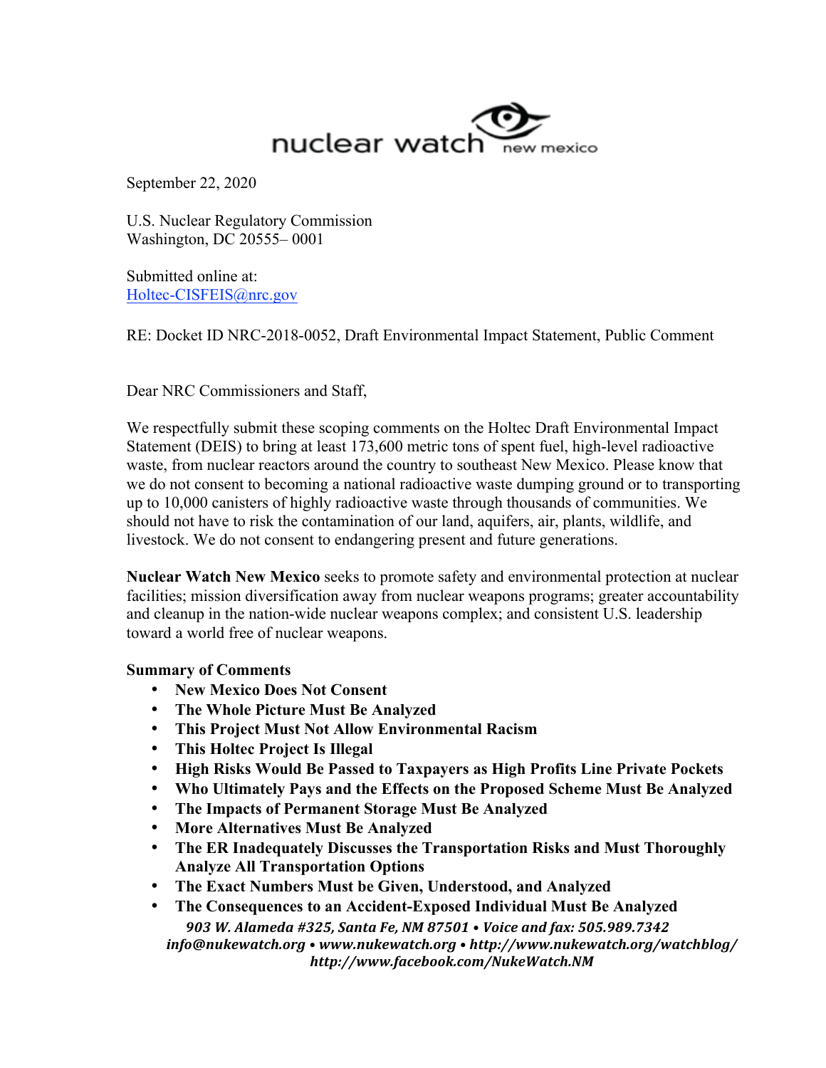nuclear watch new mexico

September 22, 2020

U.S. Nuclear Regulatory Commission
Washington, DC 20555– 0001

Submitted online at:
[Holtec-CISFEIS@nrc.gov](mailto:Holtec-CISFEIS@nrc.gov)

RE: Docket ID NRC-2018-0052, Draft Environmental Impact Statement, Public Comment

Dear NRC Commissioners and Staff,

We respectfully submit these scoping comments on the Holtec Draft Environmental Impact Statement (DEIS) to bring at least 173,600 metric tons of spent fuel, high-level radioactive waste, from nuclear reactors around the country to southeast New Mexico. Please know that we do not consent to becoming a national radioactive waste dumping ground or to transporting up to 10,000 canisters of highly radioactive waste through thousands of communities. We should not have to risk the contamination of our land, aquifers, air, plants, wildlife, and livestock. We do not consent to endangering present and future generations.

**Nuclear Watch New Mexico** seeks to promote safety and environmental protection at nuclear facilities; mission diversification away from nuclear weapons programs; greater accountability and cleanup in the nation-wide nuclear weapons complex; and consistent U.S. leadership toward a world free of nuclear weapons.

**Summary of Comments**

- **New Mexico Does Not Consent**
- **The Whole Picture Must Be Analyzed**
- **This Project Must Not Allow Environmental Racism**
- **This Holtec Project Is Illegal**
- **High Risks Would Be Passed to Taxpayers as High Profits Line Private Pockets**
- **Who Ultimately Pays and the Effects on the Proposed Scheme Must Be Analyzed**
- **The Impacts of Permanent Storage Must Be Analyzed**
- **More Alternatives Must Be Analyzed**
- **The ER Inadequately Discusses the Transportation Risks and Must Thoroughly Analyze All Transportation Options**
- **The Exact Numbers Must be Given, Understood, and Analyzed**
- **The Consequences to an Accident-Exposed Individual Must Be Analyzed**

*903 W. Alameda #325, Santa Fe, NM 87501 • Voice and fax: 505.989.7342*
*info@nukewatch.org • www.nukewatch.org • http://www.nukewatch.org/watchblog/*
*http://www.facebook.com/NukeWatch.NM*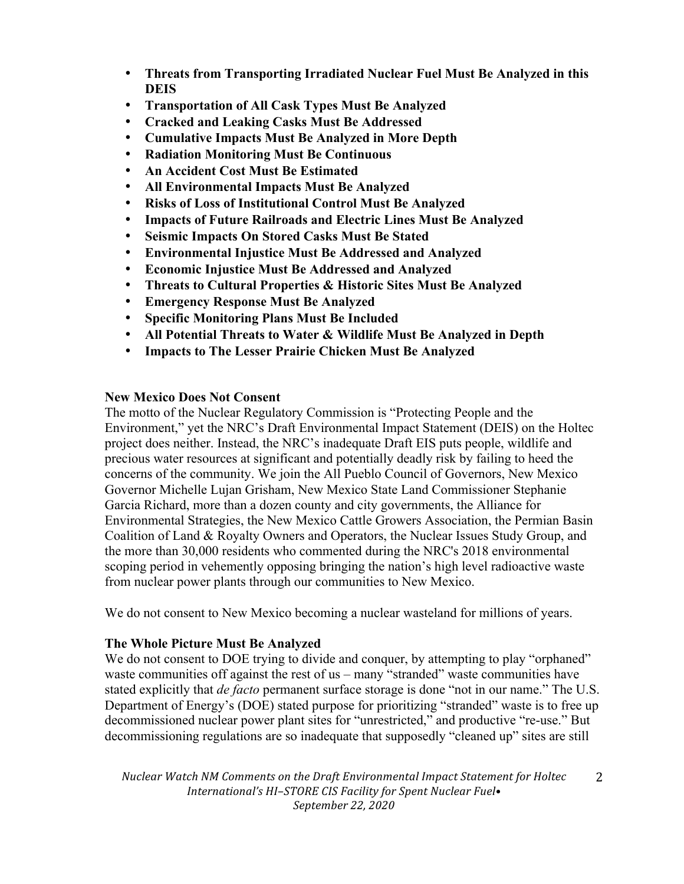- **Threats from Transporting Irradiated Nuclear Fuel Must Be Analyzed in this DEIS**
- **Transportation of All Cask Types Must Be Analyzed**
- **Cracked and Leaking Casks Must Be Addressed**
- **Cumulative Impacts Must Be Analyzed in More Depth**
- **Radiation Monitoring Must Be Continuous**
- **An Accident Cost Must Be Estimated**
- **All Environmental Impacts Must Be Analyzed**
- **Risks of Loss of Institutional Control Must Be Analyzed**
- **Impacts of Future Railroads and Electric Lines Must Be Analyzed**
- **Seismic Impacts On Stored Casks Must Be Stated**
- **Environmental Injustice Must Be Addressed and Analyzed**
- **Economic Injustice Must Be Addressed and Analyzed**
- **Threats to Cultural Properties & Historic Sites Must Be Analyzed**
- **Emergency Response Must Be Analyzed**
- **Specific Monitoring Plans Must Be Included**
- **All Potential Threats to Water & Wildlife Must Be Analyzed in Depth**
- **Impacts to The Lesser Prairie Chicken Must Be Analyzed**

**New Mexico Does Not Consent**

The motto of the Nuclear Regulatory Commission is "Protecting People and the Environment," yet the NRC's Draft Environmental Impact Statement (DEIS) on the Holtec project does neither. Instead, the NRC's inadequate Draft EIS puts people, wildlife and precious water resources at significant and potentially deadly risk by failing to heed the concerns of the community. We join the All Pueblo Council of Governors, New Mexico Governor Michelle Lujan Grisham, New Mexico State Land Commissioner Stephanie Garcia Richard, more than a dozen county and city governments, the Alliance for Environmental Strategies, the New Mexico Cattle Growers Association, the Permian Basin Coalition of Land & Royalty Owners and Operators, the Nuclear Issues Study Group, and the more than 30,000 residents who commented during the NRC's 2018 environmental scoping period in vehemently opposing bringing the nation's high level radioactive waste from nuclear power plants through our communities to New Mexico.

We do not consent to New Mexico becoming a nuclear wasteland for millions of years.

**The Whole Picture Must Be Analyzed**

We do not consent to DOE trying to divide and conquer, by attempting to play "orphaned" waste communities off against the rest of us – many "stranded" waste communities have stated explicitly that *de facto* permanent surface storage is done "not in our name." The U.S. Department of Energy's (DOE) stated purpose for prioritizing "stranded" waste is to free up decommissioned nuclear power plant sites for "unrestricted," and productive "re-use." But decommissioning regulations are so inadequate that supposedly "cleaned up" sites are still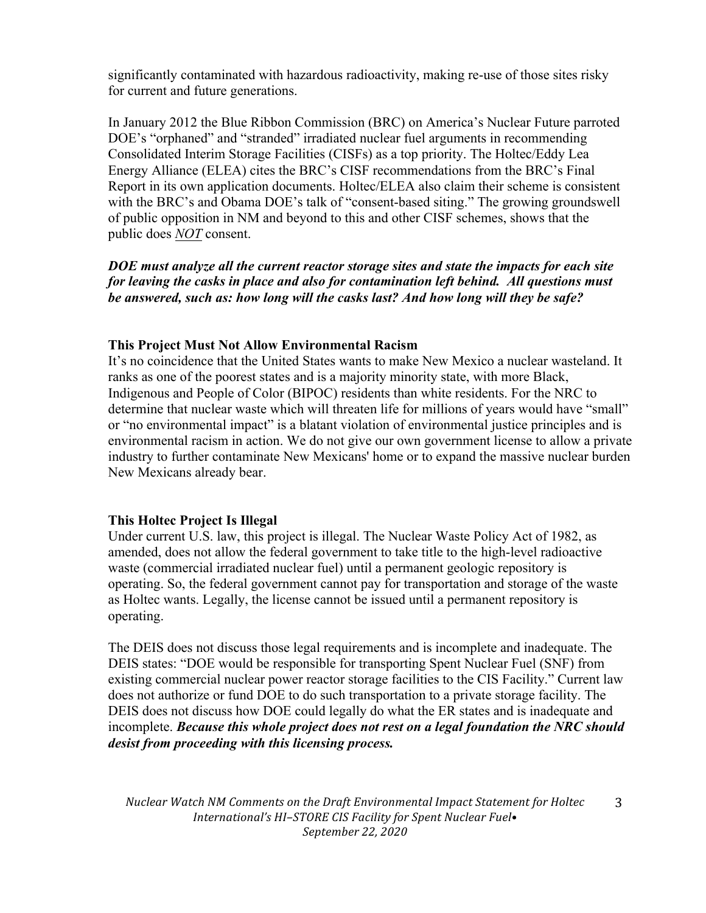significantly contaminated with hazardous radioactivity, making re-use of those sites risky for current and future generations.

In January 2012 the Blue Ribbon Commission (BRC) on America's Nuclear Future parroted DOE's "orphaned" and "stranded" irradiated nuclear fuel arguments in recommending Consolidated Interim Storage Facilities (CISFs) as a top priority. The Holtec/Eddy Lea Energy Alliance (ELEA) cites the BRC's CISF recommendations from the BRC's Final Report in its own application documents. Holtec/ELEA also claim their scheme is consistent with the BRC's and Obama DOE's talk of "consent-based siting." The growing groundswell of public opposition in NM and beyond to this and other CISF schemes, shows that the public does ***NOT*** consent.

***DOE must analyze all the current reactor storage sites and state the impacts for each site for leaving the casks in place and also for contamination left behind. All questions must be answered, such as: how long will the casks last? And how long will they be safe?***

### This Project Must Not Allow Environmental Racism

It's no coincidence that the United States wants to make New Mexico a nuclear wasteland. It ranks as one of the poorest states and is a majority minority state, with more Black, Indigenous and People of Color (BIPOC) residents than white residents. For the NRC to determine that nuclear waste which will threaten life for millions of years would have "small" or "no environmental impact" is a blatant violation of environmental justice principles and is environmental racism in action. We do not give our own government license to allow a private industry to further contaminate New Mexicans' home or to expand the massive nuclear burden New Mexicans already bear.

### This Holtec Project Is Illegal

Under current U.S. law, this project is illegal. The Nuclear Waste Policy Act of 1982, as amended, does not allow the federal government to take title to the high-level radioactive waste (commercial irradiated nuclear fuel) until a permanent geologic repository is operating. So, the federal government cannot pay for transportation and storage of the waste as Holtec wants. Legally, the license cannot be issued until a permanent repository is operating.

The DEIS does not discuss those legal requirements and is incomplete and inadequate. The DEIS states: "DOE would be responsible for transporting Spent Nuclear Fuel (SNF) from existing commercial nuclear power reactor storage facilities to the CIS Facility." Current law does not authorize or fund DOE to do such transportation to a private storage facility. The DEIS does not discuss how DOE could legally do what the ER states and is inadequate and incomplete. ***Because this whole project does not rest on a legal foundation the NRC should desist from proceeding with this licensing process.***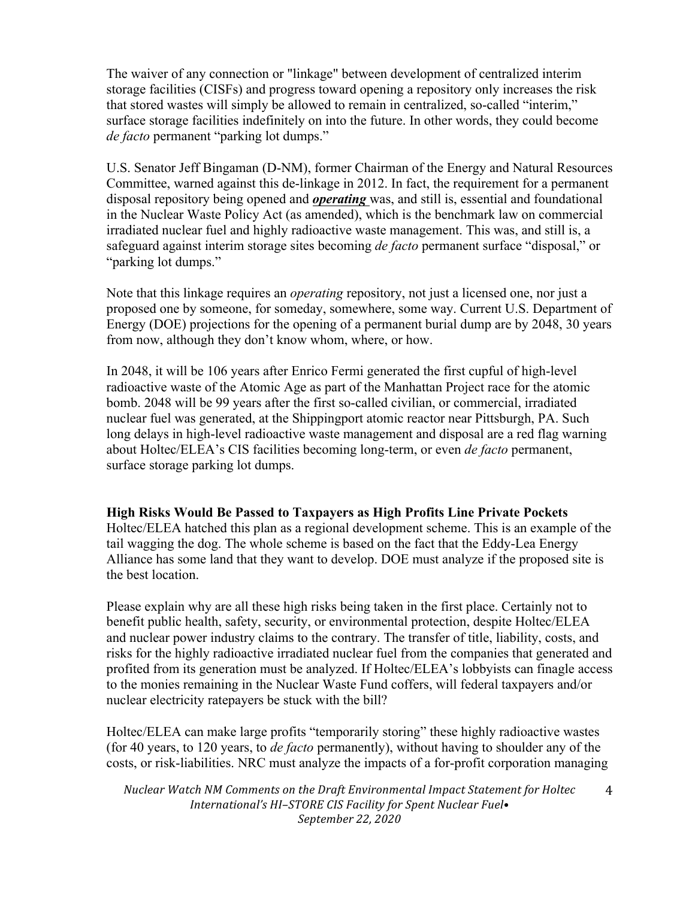The waiver of any connection or "linkage" between development of centralized interim storage facilities (CISFs) and progress toward opening a repository only increases the risk that stored wastes will simply be allowed to remain in centralized, so-called "interim," surface storage facilities indefinitely on into the future. In other words, they could become *de facto* permanent "parking lot dumps."

U.S. Senator Jeff Bingaman (D-NM), former Chairman of the Energy and Natural Resources Committee, warned against this de-linkage in 2012. In fact, the requirement for a permanent disposal repository being opened and ***operating*** was, and still is, essential and foundational in the Nuclear Waste Policy Act (as amended), which is the benchmark law on commercial irradiated nuclear fuel and highly radioactive waste management. This was, and still is, a safeguard against interim storage sites becoming *de facto* permanent surface "disposal," or "parking lot dumps."

Note that this linkage requires an *operating* repository, not just a licensed one, nor just a proposed one by someone, for someday, somewhere, some way. Current U.S. Department of Energy (DOE) projections for the opening of a permanent burial dump are by 2048, 30 years from now, although they don't know whom, where, or how.

In 2048, it will be 106 years after Enrico Fermi generated the first cupful of high-level radioactive waste of the Atomic Age as part of the Manhattan Project race for the atomic bomb. 2048 will be 99 years after the first so-called civilian, or commercial, irradiated nuclear fuel was generated, at the Shippingport atomic reactor near Pittsburgh, PA. Such long delays in high-level radioactive waste management and disposal are a red flag warning about Holtec/ELEA's CIS facilities becoming long-term, or even *de facto* permanent, surface storage parking lot dumps.

**High Risks Would Be Passed to Taxpayers as High Profits Line Private Pockets**

Holtec/ELEA hatched this plan as a regional development scheme. This is an example of the tail wagging the dog. The whole scheme is based on the fact that the Eddy-Lea Energy Alliance has some land that they want to develop. DOE must analyze if the proposed site is the best location.

Please explain why are all these high risks being taken in the first place. Certainly not to benefit public health, safety, security, or environmental protection, despite Holtec/ELEA and nuclear power industry claims to the contrary. The transfer of title, liability, costs, and risks for the highly radioactive irradiated nuclear fuel from the companies that generated and profited from its generation must be analyzed. If Holtec/ELEA's lobbyists can finagle access to the monies remaining in the Nuclear Waste Fund coffers, will federal taxpayers and/or nuclear electricity ratepayers be stuck with the bill?

Holtec/ELEA can make large profits "temporarily storing" these highly radioactive wastes (for 40 years, to 120 years, to *de facto* permanently), without having to shoulder any of the costs, or risk-liabilities. NRC must analyze the impacts of a for-profit corporation managing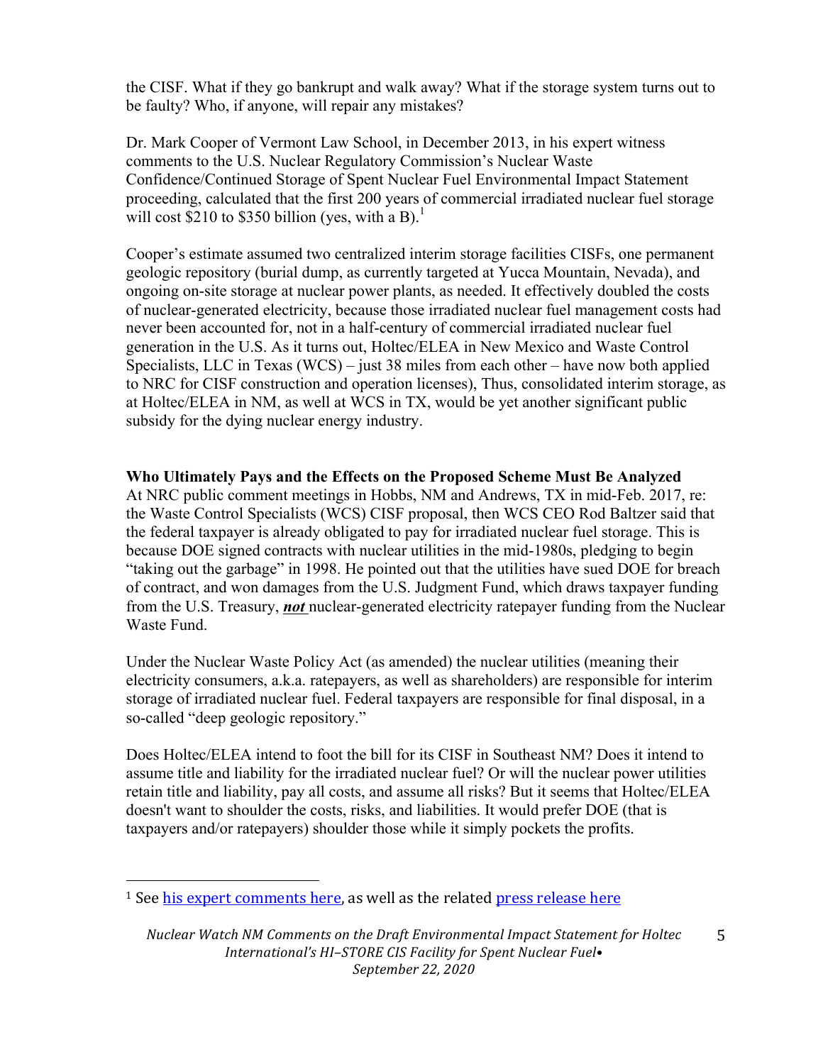the CISF. What if they go bankrupt and walk away? What if the storage system turns out to be faulty? Who, if anyone, will repair any mistakes?

Dr. Mark Cooper of Vermont Law School, in December 2013, in his expert witness comments to the U.S. Nuclear Regulatory Commission's Nuclear Waste Confidence/Continued Storage of Spent Nuclear Fuel Environmental Impact Statement proceeding, calculated that the first 200 years of commercial irradiated nuclear fuel storage will cost $210 to $350 billion (yes, with a B).[1]

Cooper's estimate assumed two centralized interim storage facilities CISFs, one permanent geologic repository (burial dump, as currently targeted at Yucca Mountain, Nevada), and ongoing on-site storage at nuclear power plants, as needed. It effectively doubled the costs of nuclear-generated electricity, because those irradiated nuclear fuel management costs had never been accounted for, not in a half-century of commercial irradiated nuclear fuel generation in the U.S. As it turns out, Holtec/ELEA in New Mexico and Waste Control Specialists, LLC in Texas (WCS) – just 38 miles from each other – have now both applied to NRC for CISF construction and operation licenses), Thus, consolidated interim storage, as at Holtec/ELEA in NM, as well at WCS in TX, would be yet another significant public subsidy for the dying nuclear energy industry.

**Who Ultimately Pays and the Effects on the Proposed Scheme Must Be Analyzed**

At NRC public comment meetings in Hobbs, NM and Andrews, TX in mid-Feb. 2017, re: the Waste Control Specialists (WCS) CISF proposal, then WCS CEO Rod Baltzer said that the federal taxpayer is already obligated to pay for irradiated nuclear fuel storage. This is because DOE signed contracts with nuclear utilities in the mid-1980s, pledging to begin "taking out the garbage" in 1998. He pointed out that the utilities have sued DOE for breach of contract, and won damages from the U.S. Judgment Fund, which draws taxpayer funding from the U.S. Treasury, ***not*** nuclear-generated electricity ratepayer funding from the Nuclear Waste Fund.

Under the Nuclear Waste Policy Act (as amended) the nuclear utilities (meaning their electricity consumers, a.k.a. ratepayers, as well as shareholders) are responsible for interim storage of irradiated nuclear fuel. Federal taxpayers are responsible for final disposal, in a so-called "deep geologic repository."

Does Holtec/ELEA intend to foot the bill for its CISF in Southeast NM? Does it intend to assume title and liability for the irradiated nuclear fuel? Or will the nuclear power utilities retain title and liability, pay all costs, and assume all risks? But it seems that Holtec/ELEA doesn't want to shoulder the costs, risks, and liabilities. It would prefer DOE (that is taxpayers and/or ratepayers) shoulder those while it simply pockets the profits.

---

[1] See his expert comments here, as well as the related press release here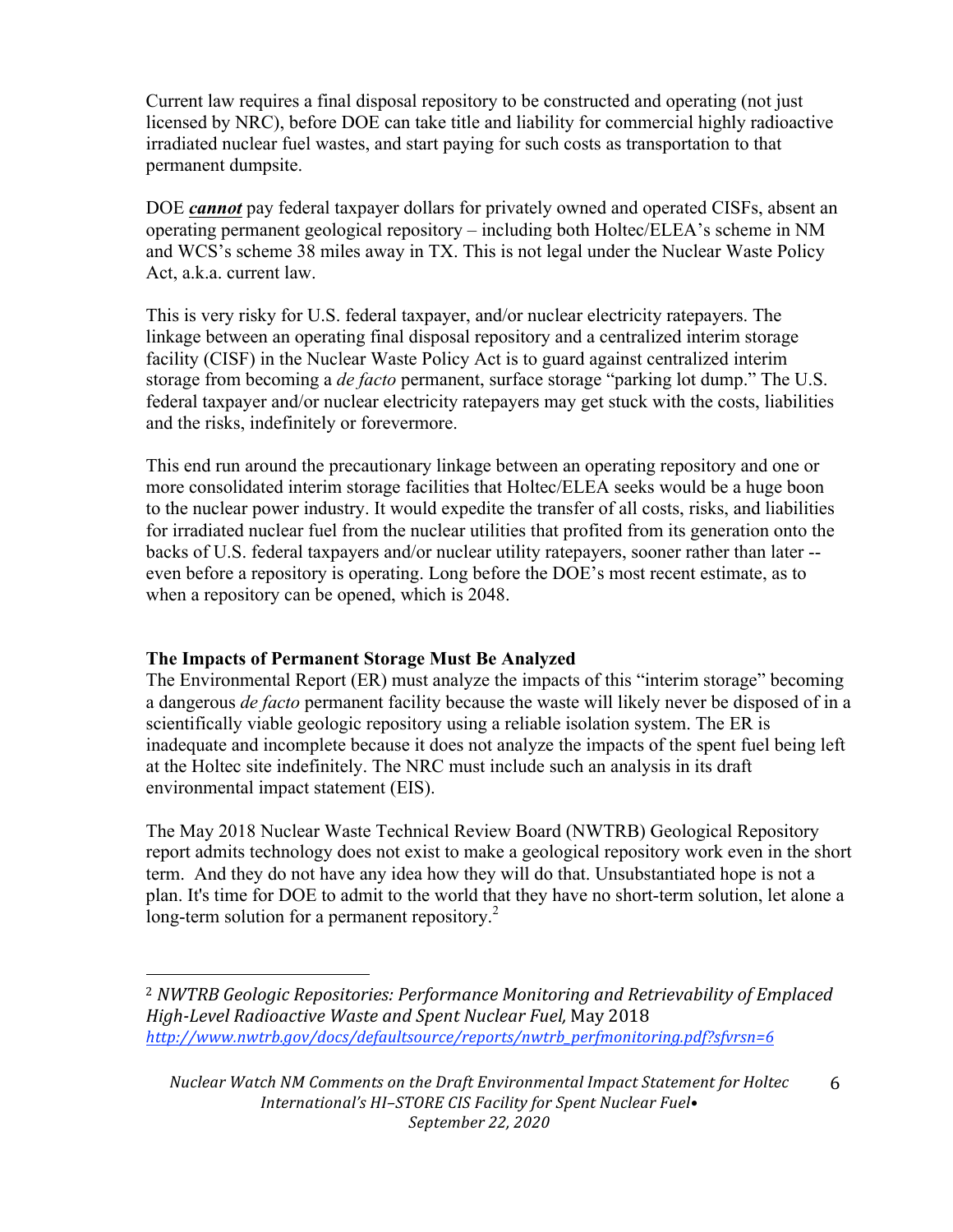Current law requires a final disposal repository to be constructed and operating (not just licensed by NRC), before DOE can take title and liability for commercial highly radioactive irradiated nuclear fuel wastes, and start paying for such costs as transportation to that permanent dumpsite.

DOE ***cannot*** pay federal taxpayer dollars for privately owned and operated CISFs, absent an operating permanent geological repository – including both Holtec/ELEA's scheme in NM and WCS's scheme 38 miles away in TX. This is not legal under the Nuclear Waste Policy Act, a.k.a. current law.

This is very risky for U.S. federal taxpayer, and/or nuclear electricity ratepayers. The linkage between an operating final disposal repository and a centralized interim storage facility (CISF) in the Nuclear Waste Policy Act is to guard against centralized interim storage from becoming a *de facto* permanent, surface storage "parking lot dump." The U.S. federal taxpayer and/or nuclear electricity ratepayers may get stuck with the costs, liabilities and the risks, indefinitely or forevermore.

This end run around the precautionary linkage between an operating repository and one or more consolidated interim storage facilities that Holtec/ELEA seeks would be a huge boon to the nuclear power industry. It would expedite the transfer of all costs, risks, and liabilities for irradiated nuclear fuel from the nuclear utilities that profited from its generation onto the backs of U.S. federal taxpayers and/or nuclear utility ratepayers, sooner rather than later -- even before a repository is operating. Long before the DOE's most recent estimate, as to when a repository can be opened, which is 2048.

**The Impacts of Permanent Storage Must Be Analyzed**

The Environmental Report (ER) must analyze the impacts of this "interim storage" becoming a dangerous *de facto* permanent facility because the waste will likely never be disposed of in a scientifically viable geologic repository using a reliable isolation system. The ER is inadequate and incomplete because it does not analyze the impacts of the spent fuel being left at the Holtec site indefinitely. The NRC must include such an analysis in its draft environmental impact statement (EIS).

The May 2018 Nuclear Waste Technical Review Board (NWTRB) Geological Repository report admits technology does not exist to make a geological repository work even in the short term. And they do not have any idea how they will do that. Unsubstantiated hope is not a plan. It's time for DOE to admit to the world that they have no short-term solution, let alone a long-term solution for a permanent repository.[2]

---

[2] *NWTRB Geologic Repositories: Performance Monitoring and Retrievability of Emplaced High-Level Radioactive Waste and Spent Nuclear Fuel,* May 2018 *http://www.nwtrb.gov/docs/defaultsource/reports/nwtrb_perfmonitoring.pdf?sfvrsn=6*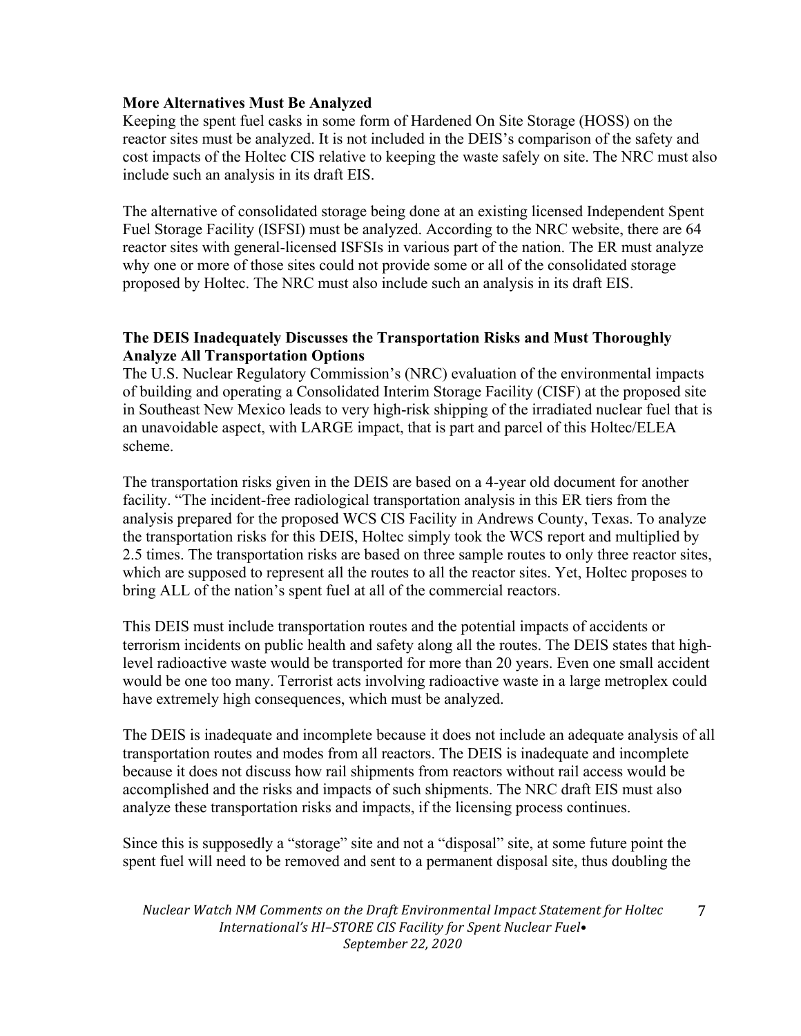**More Alternatives Must Be Analyzed**

Keeping the spent fuel casks in some form of Hardened On Site Storage (HOSS) on the reactor sites must be analyzed. It is not included in the DEIS's comparison of the safety and cost impacts of the Holtec CIS relative to keeping the waste safely on site. The NRC must also include such an analysis in its draft EIS.

The alternative of consolidated storage being done at an existing licensed Independent Spent Fuel Storage Facility (ISFSI) must be analyzed. According to the NRC website, there are 64 reactor sites with general-licensed ISFSIs in various part of the nation. The ER must analyze why one or more of those sites could not provide some or all of the consolidated storage proposed by Holtec. The NRC must also include such an analysis in its draft EIS.

**The DEIS Inadequately Discusses the Transportation Risks and Must Thoroughly Analyze All Transportation Options**

The U.S. Nuclear Regulatory Commission's (NRC) evaluation of the environmental impacts of building and operating a Consolidated Interim Storage Facility (CISF) at the proposed site in Southeast New Mexico leads to very high-risk shipping of the irradiated nuclear fuel that is an unavoidable aspect, with LARGE impact, that is part and parcel of this Holtec/ELEA scheme.

The transportation risks given in the DEIS are based on a 4-year old document for another facility. "The incident-free radiological transportation analysis in this ER tiers from the analysis prepared for the proposed WCS CIS Facility in Andrews County, Texas. To analyze the transportation risks for this DEIS, Holtec simply took the WCS report and multiplied by 2.5 times. The transportation risks are based on three sample routes to only three reactor sites, which are supposed to represent all the routes to all the reactor sites. Yet, Holtec proposes to bring ALL of the nation's spent fuel at all of the commercial reactors.

This DEIS must include transportation routes and the potential impacts of accidents or terrorism incidents on public health and safety along all the routes. The DEIS states that high-level radioactive waste would be transported for more than 20 years. Even one small accident would be one too many. Terrorist acts involving radioactive waste in a large metroplex could have extremely high consequences, which must be analyzed.

The DEIS is inadequate and incomplete because it does not include an adequate analysis of all transportation routes and modes from all reactors. The DEIS is inadequate and incomplete because it does not discuss how rail shipments from reactors without rail access would be accomplished and the risks and impacts of such shipments. The NRC draft EIS must also analyze these transportation risks and impacts, if the licensing process continues.

Since this is supposedly a "storage" site and not a "disposal" site, at some future point the spent fuel will need to be removed and sent to a permanent disposal site, thus doubling the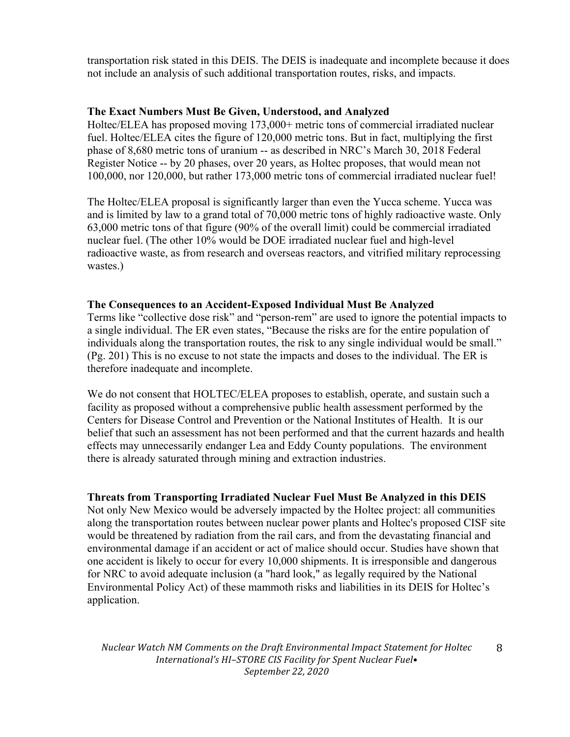transportation risk stated in this DEIS. The DEIS is inadequate and incomplete because it does not include an analysis of such additional transportation routes, risks, and impacts.

**The Exact Numbers Must Be Given, Understood, and Analyzed**

Holtec/ELEA has proposed moving 173,000+ metric tons of commercial irradiated nuclear fuel. Holtec/ELEA cites the figure of 120,000 metric tons. But in fact, multiplying the first phase of 8,680 metric tons of uranium -- as described in NRC's March 30, 2018 Federal Register Notice -- by 20 phases, over 20 years, as Holtec proposes, that would mean not 100,000, nor 120,000, but rather 173,000 metric tons of commercial irradiated nuclear fuel!

The Holtec/ELEA proposal is significantly larger than even the Yucca scheme. Yucca was and is limited by law to a grand total of 70,000 metric tons of highly radioactive waste. Only 63,000 metric tons of that figure (90% of the overall limit) could be commercial irradiated nuclear fuel. (The other 10% would be DOE irradiated nuclear fuel and high-level radioactive waste, as from research and overseas reactors, and vitrified military reprocessing wastes.)

**The Consequences to an Accident-Exposed Individual Must Be Analyzed**

Terms like "collective dose risk" and "person-rem" are used to ignore the potential impacts to a single individual. The ER even states, "Because the risks are for the entire population of individuals along the transportation routes, the risk to any single individual would be small." (Pg. 201) This is no excuse to not state the impacts and doses to the individual. The ER is therefore inadequate and incomplete.

We do not consent that HOLTEC/ELEA proposes to establish, operate, and sustain such a facility as proposed without a comprehensive public health assessment performed by the Centers for Disease Control and Prevention or the National Institutes of Health. It is our belief that such an assessment has not been performed and that the current hazards and health effects may unnecessarily endanger Lea and Eddy County populations. The environment there is already saturated through mining and extraction industries.

**Threats from Transporting Irradiated Nuclear Fuel Must Be Analyzed in this DEIS**

Not only New Mexico would be adversely impacted by the Holtec project: all communities along the transportation routes between nuclear power plants and Holtec's proposed CISF site would be threatened by radiation from the rail cars, and from the devastating financial and environmental damage if an accident or act of malice should occur. Studies have shown that one accident is likely to occur for every 10,000 shipments. It is irresponsible and dangerous for NRC to avoid adequate inclusion (a "hard look," as legally required by the National Environmental Policy Act) of these mammoth risks and liabilities in its DEIS for Holtec's application.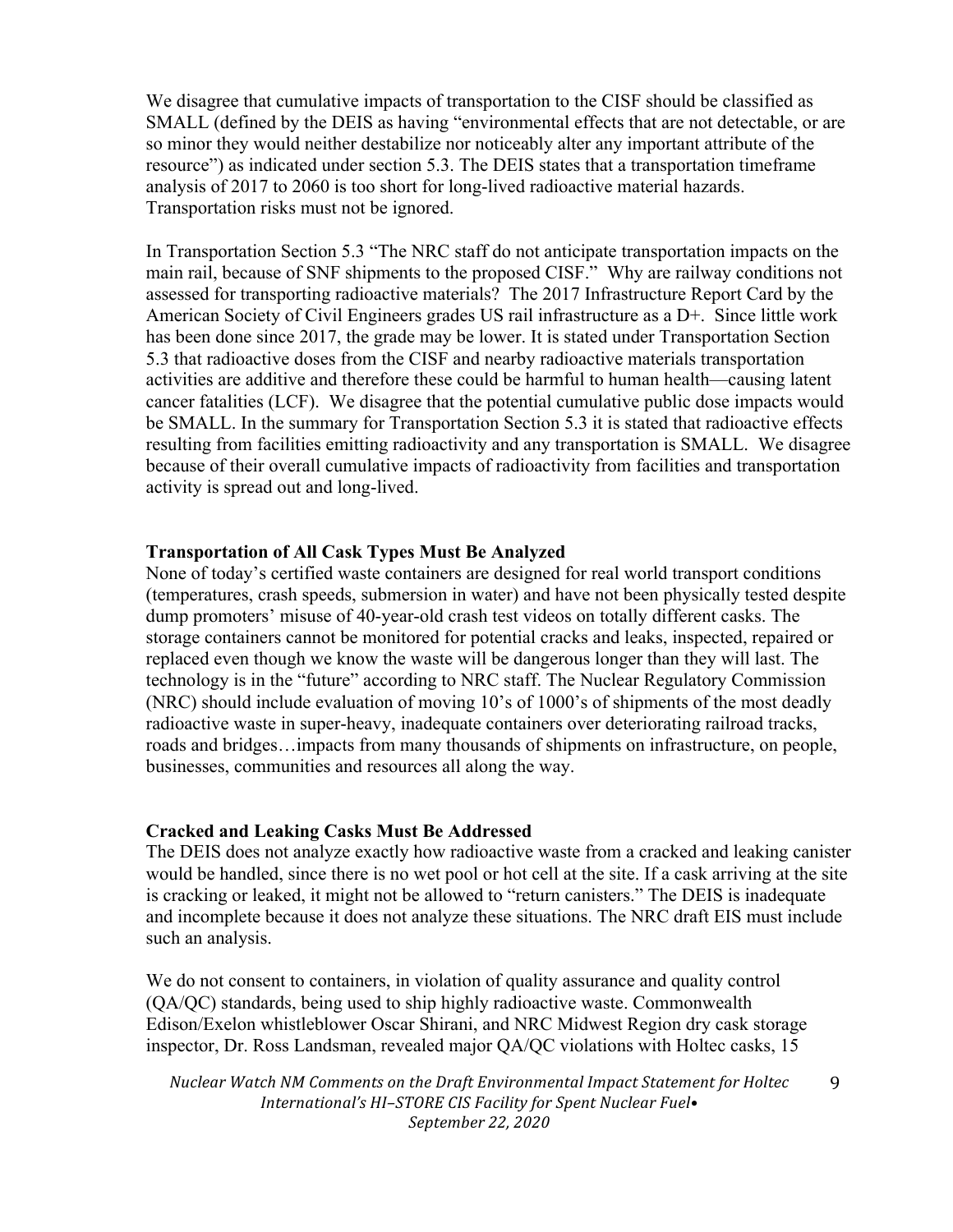We disagree that cumulative impacts of transportation to the CISF should be classified as SMALL (defined by the DEIS as having "environmental effects that are not detectable, or are so minor they would neither destabilize nor noticeably alter any important attribute of the resource") as indicated under section 5.3. The DEIS states that a transportation timeframe analysis of 2017 to 2060 is too short for long-lived radioactive material hazards. Transportation risks must not be ignored.

In Transportation Section 5.3 "The NRC staff do not anticipate transportation impacts on the main rail, because of SNF shipments to the proposed CISF." Why are railway conditions not assessed for transporting radioactive materials? The 2017 Infrastructure Report Card by the American Society of Civil Engineers grades US rail infrastructure as a D+. Since little work has been done since 2017, the grade may be lower. It is stated under Transportation Section 5.3 that radioactive doses from the CISF and nearby radioactive materials transportation activities are additive and therefore these could be harmful to human health—causing latent cancer fatalities (LCF). We disagree that the potential cumulative public dose impacts would be SMALL. In the summary for Transportation Section 5.3 it is stated that radioactive effects resulting from facilities emitting radioactivity and any transportation is SMALL. We disagree because of their overall cumulative impacts of radioactivity from facilities and transportation activity is spread out and long-lived.

**Transportation of All Cask Types Must Be Analyzed**

None of today's certified waste containers are designed for real world transport conditions (temperatures, crash speeds, submersion in water) and have not been physically tested despite dump promoters' misuse of 40-year-old crash test videos on totally different casks. The storage containers cannot be monitored for potential cracks and leaks, inspected, repaired or replaced even though we know the waste will be dangerous longer than they will last. The technology is in the "future" according to NRC staff. The Nuclear Regulatory Commission (NRC) should include evaluation of moving 10's of 1000's of shipments of the most deadly radioactive waste in super-heavy, inadequate containers over deteriorating railroad tracks, roads and bridges…impacts from many thousands of shipments on infrastructure, on people, businesses, communities and resources all along the way.

**Cracked and Leaking Casks Must Be Addressed**

The DEIS does not analyze exactly how radioactive waste from a cracked and leaking canister would be handled, since there is no wet pool or hot cell at the site. If a cask arriving at the site is cracking or leaked, it might not be allowed to "return canisters." The DEIS is inadequate and incomplete because it does not analyze these situations. The NRC draft EIS must include such an analysis.

We do not consent to containers, in violation of quality assurance and quality control (QA/QC) standards, being used to ship highly radioactive waste. Commonwealth Edison/Exelon whistleblower Oscar Shirani, and NRC Midwest Region dry cask storage inspector, Dr. Ross Landsman, revealed major QA/QC violations with Holtec casks, 15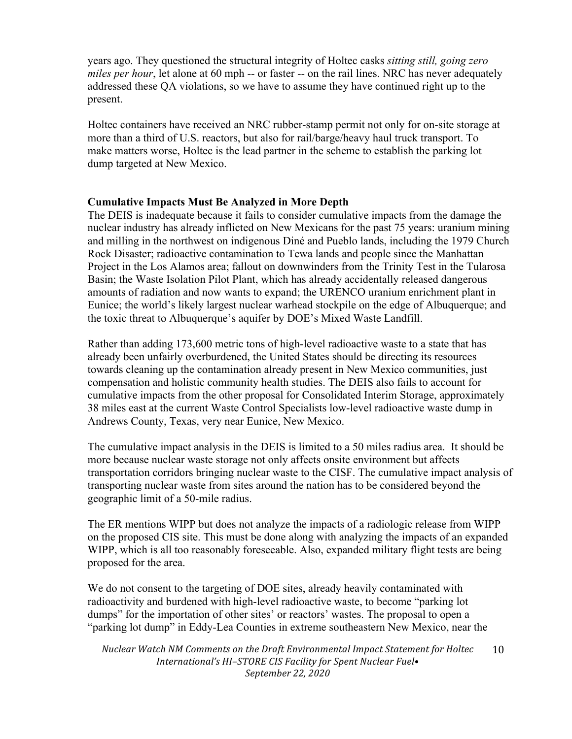years ago. They questioned the structural integrity of Holtec casks *sitting still, going zero miles per hour*, let alone at 60 mph -- or faster -- on the rail lines. NRC has never adequately addressed these QA violations, so we have to assume they have continued right up to the present.

Holtec containers have received an NRC rubber-stamp permit not only for on-site storage at more than a third of U.S. reactors, but also for rail/barge/heavy haul truck transport. To make matters worse, Holtec is the lead partner in the scheme to establish the parking lot dump targeted at New Mexico.

**Cumulative Impacts Must Be Analyzed in More Depth**

The DEIS is inadequate because it fails to consider cumulative impacts from the damage the nuclear industry has already inflicted on New Mexicans for the past 75 years: uranium mining and milling in the northwest on indigenous Diné and Pueblo lands, including the 1979 Church Rock Disaster; radioactive contamination to Tewa lands and people since the Manhattan Project in the Los Alamos area; fallout on downwinders from the Trinity Test in the Tularosa Basin; the Waste Isolation Pilot Plant, which has already accidentally released dangerous amounts of radiation and now wants to expand; the URENCO uranium enrichment plant in Eunice; the world's likely largest nuclear warhead stockpile on the edge of Albuquerque; and the toxic threat to Albuquerque's aquifer by DOE's Mixed Waste Landfill.

Rather than adding 173,600 metric tons of high-level radioactive waste to a state that has already been unfairly overburdened, the United States should be directing its resources towards cleaning up the contamination already present in New Mexico communities, just compensation and holistic community health studies. The DEIS also fails to account for cumulative impacts from the other proposal for Consolidated Interim Storage, approximately 38 miles east at the current Waste Control Specialists low-level radioactive waste dump in Andrews County, Texas, very near Eunice, New Mexico.

The cumulative impact analysis in the DEIS is limited to a 50 miles radius area. It should be more because nuclear waste storage not only affects onsite environment but affects transportation corridors bringing nuclear waste to the CISF. The cumulative impact analysis of transporting nuclear waste from sites around the nation has to be considered beyond the geographic limit of a 50-mile radius.

The ER mentions WIPP but does not analyze the impacts of a radiologic release from WIPP on the proposed CIS site. This must be done along with analyzing the impacts of an expanded WIPP, which is all too reasonably foreseeable. Also, expanded military flight tests are being proposed for the area.

We do not consent to the targeting of DOE sites, already heavily contaminated with radioactivity and burdened with high-level radioactive waste, to become "parking lot dumps" for the importation of other sites' or reactors' wastes. The proposal to open a "parking lot dump" in Eddy-Lea Counties in extreme southeastern New Mexico, near the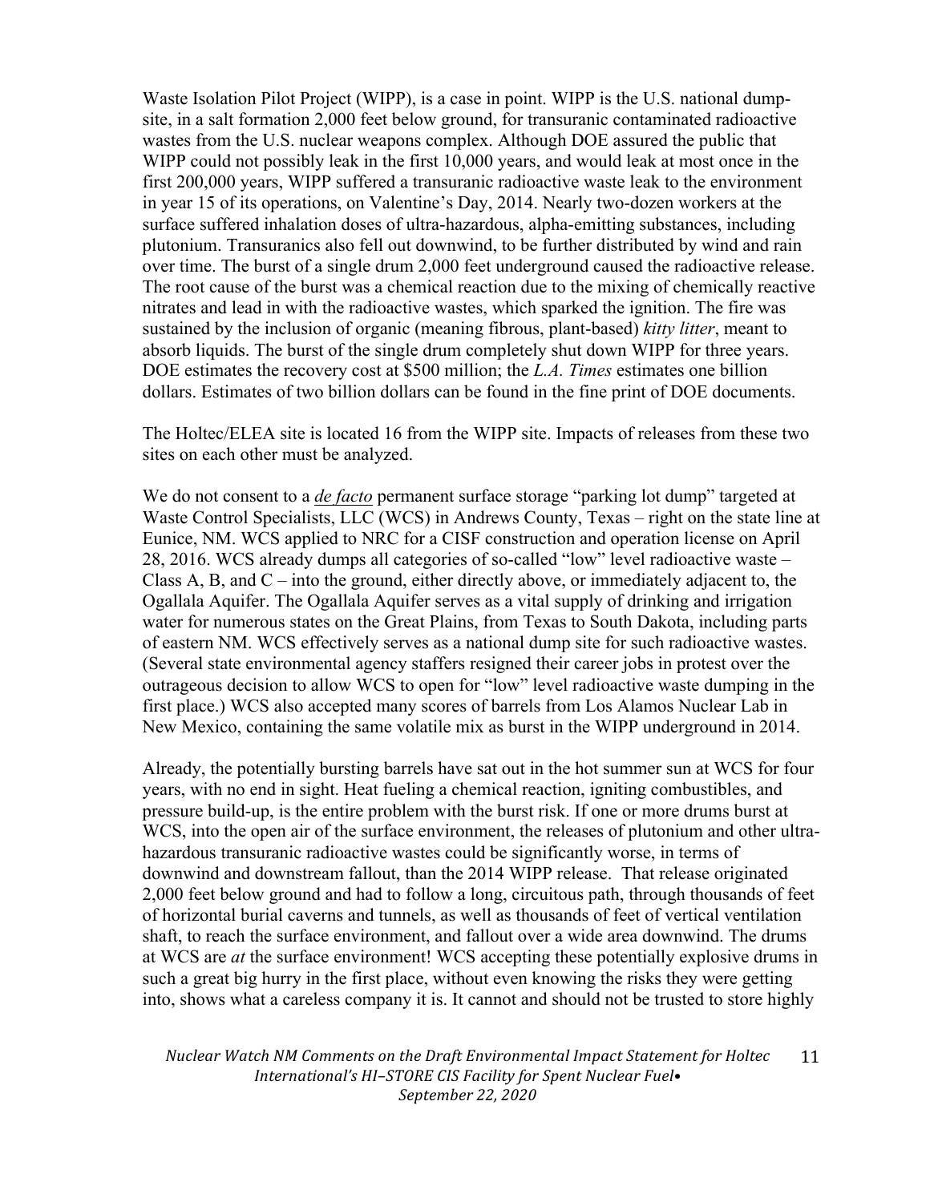Waste Isolation Pilot Project (WIPP), is a case in point. WIPP is the U.S. national dump-site, in a salt formation 2,000 feet below ground, for transuranic contaminated radioactive wastes from the U.S. nuclear weapons complex. Although DOE assured the public that WIPP could not possibly leak in the first 10,000 years, and would leak at most once in the first 200,000 years, WIPP suffered a transuranic radioactive waste leak to the environment in year 15 of its operations, on Valentine's Day, 2014. Nearly two-dozen workers at the surface suffered inhalation doses of ultra-hazardous, alpha-emitting substances, including plutonium. Transuranics also fell out downwind, to be further distributed by wind and rain over time. The burst of a single drum 2,000 feet underground caused the radioactive release. The root cause of the burst was a chemical reaction due to the mixing of chemically reactive nitrates and lead in with the radioactive wastes, which sparked the ignition. The fire was sustained by the inclusion of organic (meaning fibrous, plant-based) *kitty litter*, meant to absorb liquids. The burst of the single drum completely shut down WIPP for three years. DOE estimates the recovery cost at $500 million; the *L.A. Times* estimates one billion dollars. Estimates of two billion dollars can be found in the fine print of DOE documents.

The Holtec/ELEA site is located 16 from the WIPP site. Impacts of releases from these two sites on each other must be analyzed.

We do not consent to a <u>*de facto*</u> permanent surface storage "parking lot dump" targeted at Waste Control Specialists, LLC (WCS) in Andrews County, Texas – right on the state line at Eunice, NM. WCS applied to NRC for a CISF construction and operation license on April 28, 2016. WCS already dumps all categories of so-called "low" level radioactive waste – Class A, B, and C – into the ground, either directly above, or immediately adjacent to, the Ogallala Aquifer. The Ogallala Aquifer serves as a vital supply of drinking and irrigation water for numerous states on the Great Plains, from Texas to South Dakota, including parts of eastern NM. WCS effectively serves as a national dump site for such radioactive wastes. (Several state environmental agency staffers resigned their career jobs in protest over the outrageous decision to allow WCS to open for "low" level radioactive waste dumping in the first place.) WCS also accepted many scores of barrels from Los Alamos Nuclear Lab in New Mexico, containing the same volatile mix as burst in the WIPP underground in 2014.

Already, the potentially bursting barrels have sat out in the hot summer sun at WCS for four years, with no end in sight. Heat fueling a chemical reaction, igniting combustibles, and pressure build-up, is the entire problem with the burst risk. If one or more drums burst at WCS, into the open air of the surface environment, the releases of plutonium and other ultra-hazardous transuranic radioactive wastes could be significantly worse, in terms of downwind and downstream fallout, than the 2014 WIPP release. That release originated 2,000 feet below ground and had to follow a long, circuitous path, through thousands of feet of horizontal burial caverns and tunnels, as well as thousands of feet of vertical ventilation shaft, to reach the surface environment, and fallout over a wide area downwind. The drums at WCS are *at* the surface environment! WCS accepting these potentially explosive drums in such a great big hurry in the first place, without even knowing the risks they were getting into, shows what a careless company it is. It cannot and should not be trusted to store highly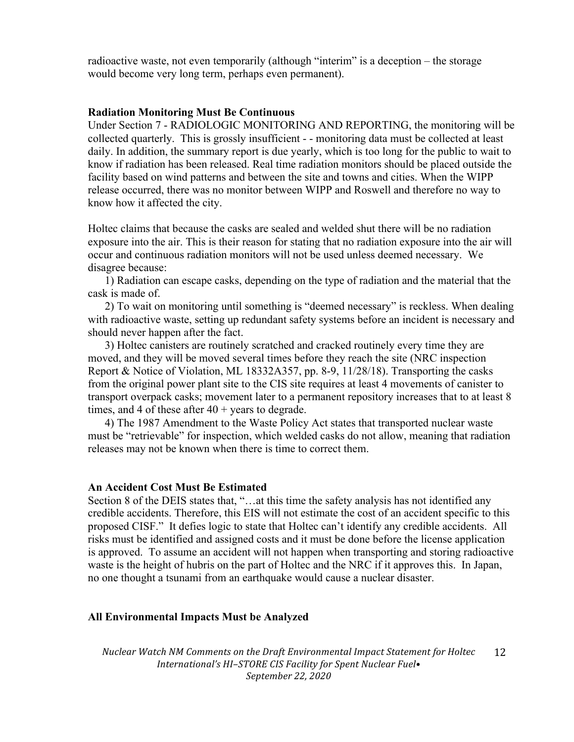radioactive waste, not even temporarily (although "interim" is a deception – the storage would become very long term, perhaps even permanent).

**Radiation Monitoring Must Be Continuous**

Under Section 7 - RADIOLOGIC MONITORING AND REPORTING, the monitoring will be collected quarterly. This is grossly insufficient - - monitoring data must be collected at least daily. In addition, the summary report is due yearly, which is too long for the public to wait to know if radiation has been released. Real time radiation monitors should be placed outside the facility based on wind patterns and between the site and towns and cities. When the WIPP release occurred, there was no monitor between WIPP and Roswell and therefore no way to know how it affected the city.

Holtec claims that because the casks are sealed and welded shut there will be no radiation exposure into the air. This is their reason for stating that no radiation exposure into the air will occur and continuous radiation monitors will not be used unless deemed necessary. We disagree because:

1) Radiation can escape casks, depending on the type of radiation and the material that the cask is made of.

2) To wait on monitoring until something is "deemed necessary" is reckless. When dealing with radioactive waste, setting up redundant safety systems before an incident is necessary and should never happen after the fact.

3) Holtec canisters are routinely scratched and cracked routinely every time they are moved, and they will be moved several times before they reach the site (NRC inspection Report & Notice of Violation, ML 18332A357, pp. 8-9, 11/28/18). Transporting the casks from the original power plant site to the CIS site requires at least 4 movements of canister to transport overpack casks; movement later to a permanent repository increases that to at least 8 times, and 4 of these after 40 + years to degrade.

4) The 1987 Amendment to the Waste Policy Act states that transported nuclear waste must be "retrievable" for inspection, which welded casks do not allow, meaning that radiation releases may not be known when there is time to correct them.

**An Accident Cost Must Be Estimated**

Section 8 of the DEIS states that, "…at this time the safety analysis has not identified any credible accidents. Therefore, this EIS will not estimate the cost of an accident specific to this proposed CISF." It defies logic to state that Holtec can't identify any credible accidents. All risks must be identified and assigned costs and it must be done before the license application is approved. To assume an accident will not happen when transporting and storing radioactive waste is the height of hubris on the part of Holtec and the NRC if it approves this. In Japan, no one thought a tsunami from an earthquake would cause a nuclear disaster.

**All Environmental Impacts Must be Analyzed**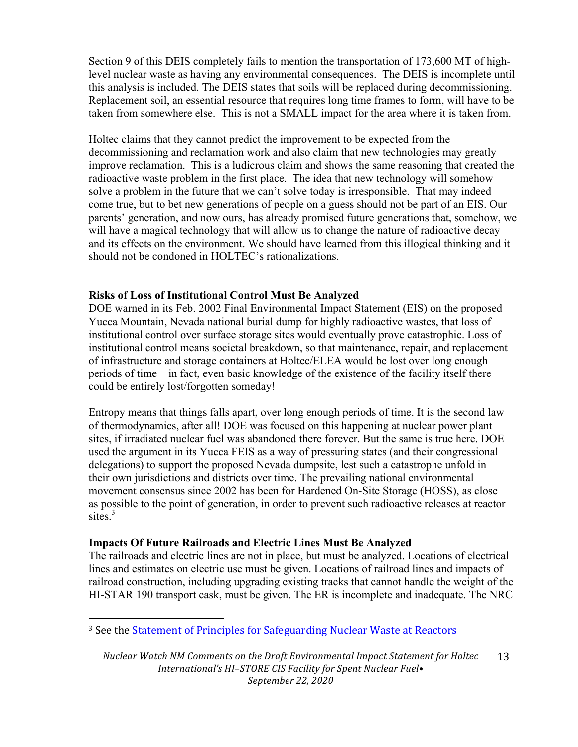Section 9 of this DEIS completely fails to mention the transportation of 173,600 MT of high-level nuclear waste as having any environmental consequences. The DEIS is incomplete until this analysis is included. The DEIS states that soils will be replaced during decommissioning. Replacement soil, an essential resource that requires long time frames to form, will have to be taken from somewhere else. This is not a SMALL impact for the area where it is taken from.

Holtec claims that they cannot predict the improvement to be expected from the decommissioning and reclamation work and also claim that new technologies may greatly improve reclamation. This is a ludicrous claim and shows the same reasoning that created the radioactive waste problem in the first place. The idea that new technology will somehow solve a problem in the future that we can't solve today is irresponsible. That may indeed come true, but to bet new generations of people on a guess should not be part of an EIS. Our parents' generation, and now ours, has already promised future generations that, somehow, we will have a magical technology that will allow us to change the nature of radioactive decay and its effects on the environment. We should have learned from this illogical thinking and it should not be condoned in HOLTEC's rationalizations.

**Risks of Loss of Institutional Control Must Be Analyzed**

DOE warned in its Feb. 2002 Final Environmental Impact Statement (EIS) on the proposed Yucca Mountain, Nevada national burial dump for highly radioactive wastes, that loss of institutional control over surface storage sites would eventually prove catastrophic. Loss of institutional control means societal breakdown, so that maintenance, repair, and replacement of infrastructure and storage containers at Holtec/ELEA would be lost over long enough periods of time – in fact, even basic knowledge of the existence of the facility itself there could be entirely lost/forgotten someday!

Entropy means that things falls apart, over long enough periods of time. It is the second law of thermodynamics, after all! DOE was focused on this happening at nuclear power plant sites, if irradiated nuclear fuel was abandoned there forever. But the same is true here. DOE used the argument in its Yucca FEIS as a way of pressuring states (and their congressional delegations) to support the proposed Nevada dumpsite, lest such a catastrophe unfold in their own jurisdictions and districts over time. The prevailing national environmental movement consensus since 2002 has been for Hardened On-Site Storage (HOSS), as close as possible to the point of generation, in order to prevent such radioactive releases at reactor sites.[3]

**Impacts Of Future Railroads and Electric Lines Must Be Analyzed**

The railroads and electric lines are not in place, but must be analyzed. Locations of electrical lines and estimates on electric use must be given. Locations of railroad lines and impacts of railroad construction, including upgrading existing tracks that cannot handle the weight of the HI-STAR 190 transport cask, must be given. The ER is incomplete and inadequate. The NRC

---

[3] See the Statement of Principles for Safeguarding Nuclear Waste at Reactors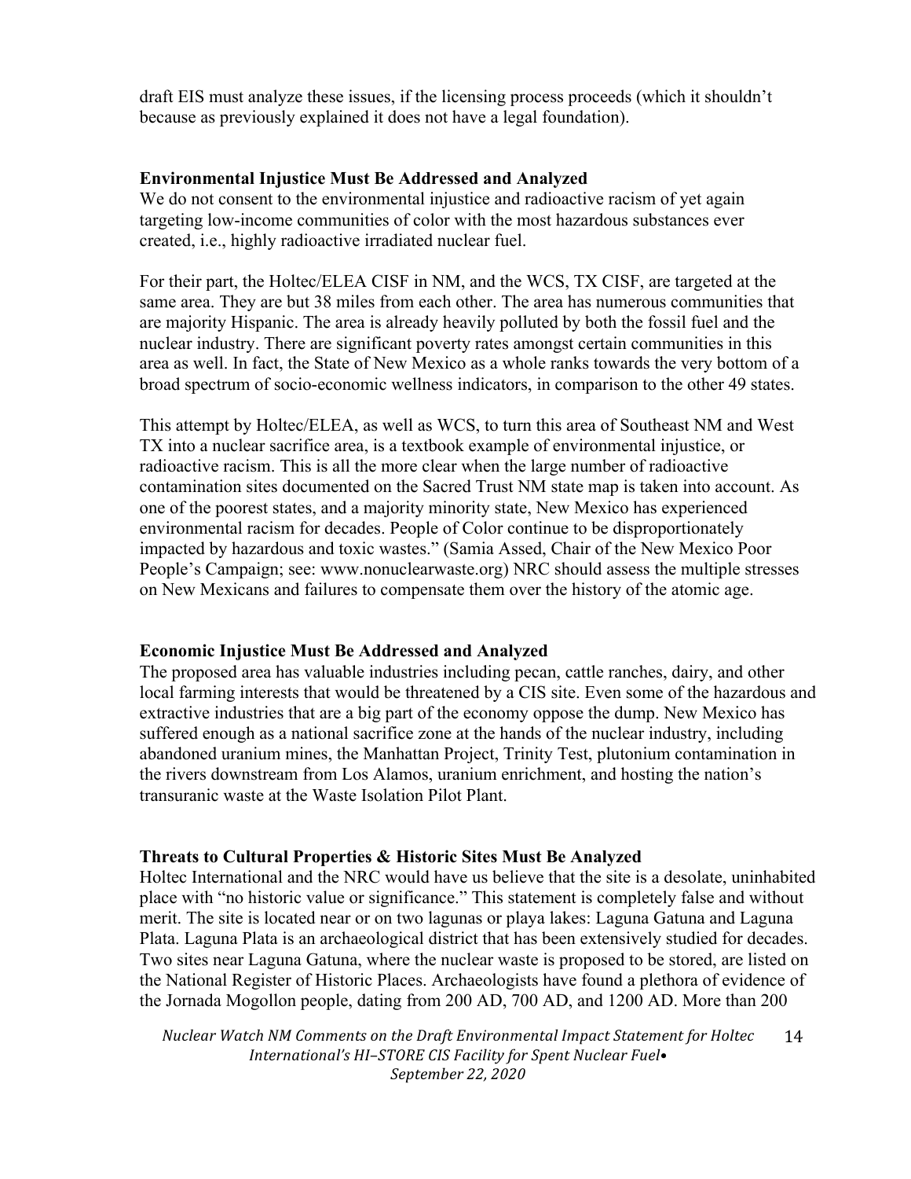draft EIS must analyze these issues, if the licensing process proceeds (which it shouldn't because as previously explained it does not have a legal foundation).

**Environmental Injustice Must Be Addressed and Analyzed**

We do not consent to the environmental injustice and radioactive racism of yet again targeting low-income communities of color with the most hazardous substances ever created, i.e., highly radioactive irradiated nuclear fuel.

For their part, the Holtec/ELEA CISF in NM, and the WCS, TX CISF, are targeted at the same area. They are but 38 miles from each other. The area has numerous communities that are majority Hispanic. The area is already heavily polluted by both the fossil fuel and the nuclear industry. There are significant poverty rates amongst certain communities in this area as well. In fact, the State of New Mexico as a whole ranks towards the very bottom of a broad spectrum of socio-economic wellness indicators, in comparison to the other 49 states.

This attempt by Holtec/ELEA, as well as WCS, to turn this area of Southeast NM and West TX into a nuclear sacrifice area, is a textbook example of environmental injustice, or radioactive racism. This is all the more clear when the large number of radioactive contamination sites documented on the Sacred Trust NM state map is taken into account. As one of the poorest states, and a majority minority state, New Mexico has experienced environmental racism for decades. People of Color continue to be disproportionately impacted by hazardous and toxic wastes." (Samia Assed, Chair of the New Mexico Poor People's Campaign; see: www.nonuclearwaste.org) NRC should assess the multiple stresses on New Mexicans and failures to compensate them over the history of the atomic age.

**Economic Injustice Must Be Addressed and Analyzed**

The proposed area has valuable industries including pecan, cattle ranches, dairy, and other local farming interests that would be threatened by a CIS site. Even some of the hazardous and extractive industries that are a big part of the economy oppose the dump. New Mexico has suffered enough as a national sacrifice zone at the hands of the nuclear industry, including abandoned uranium mines, the Manhattan Project, Trinity Test, plutonium contamination in the rivers downstream from Los Alamos, uranium enrichment, and hosting the nation's transuranic waste at the Waste Isolation Pilot Plant.

**Threats to Cultural Properties & Historic Sites Must Be Analyzed**

Holtec International and the NRC would have us believe that the site is a desolate, uninhabited place with "no historic value or significance." This statement is completely false and without merit. The site is located near or on two lagunas or playa lakes: Laguna Gatuna and Laguna Plata. Laguna Plata is an archaeological district that has been extensively studied for decades. Two sites near Laguna Gatuna, where the nuclear waste is proposed to be stored, are listed on the National Register of Historic Places. Archaeologists have found a plethora of evidence of the Jornada Mogollon people, dating from 200 AD, 700 AD, and 1200 AD. More than 200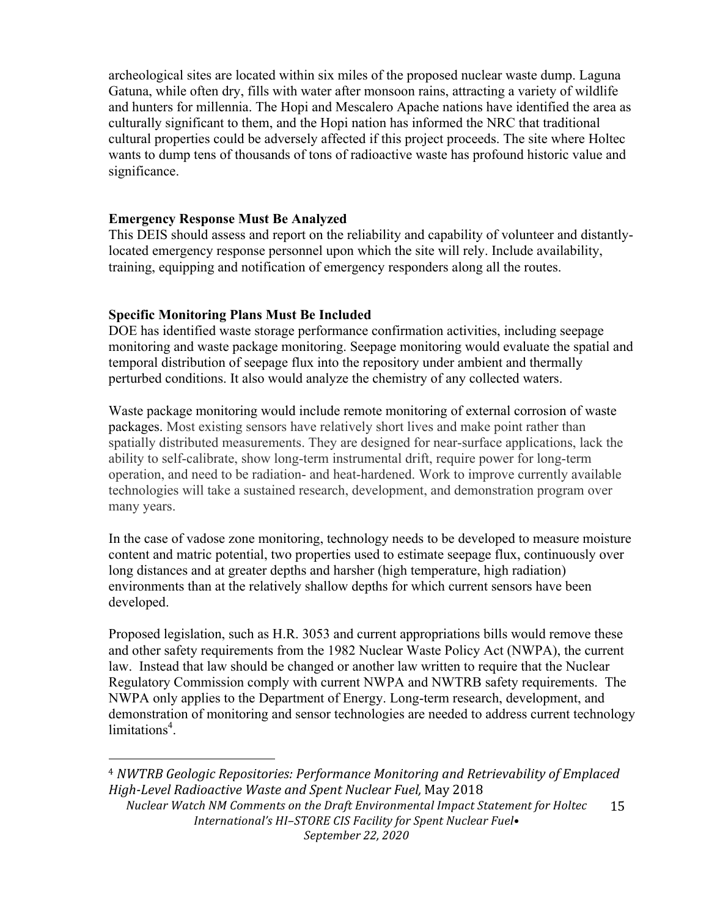archeological sites are located within six miles of the proposed nuclear waste dump. Laguna Gatuna, while often dry, fills with water after monsoon rains, attracting a variety of wildlife and hunters for millennia. The Hopi and Mescalero Apache nations have identified the area as culturally significant to them, and the Hopi nation has informed the NRC that traditional cultural properties could be adversely affected if this project proceeds. The site where Holtec wants to dump tens of thousands of tons of radioactive waste has profound historic value and significance.

**Emergency Response Must Be Analyzed**

This DEIS should assess and report on the reliability and capability of volunteer and distantly-located emergency response personnel upon which the site will rely. Include availability, training, equipping and notification of emergency responders along all the routes.

**Specific Monitoring Plans Must Be Included**

DOE has identified waste storage performance confirmation activities, including seepage monitoring and waste package monitoring. Seepage monitoring would evaluate the spatial and temporal distribution of seepage flux into the repository under ambient and thermally perturbed conditions. It also would analyze the chemistry of any collected waters.

Waste package monitoring would include remote monitoring of external corrosion of waste packages. Most existing sensors have relatively short lives and make point rather than spatially distributed measurements. They are designed for near-surface applications, lack the ability to self-calibrate, show long-term instrumental drift, require power for long-term operation, and need to be radiation- and heat-hardened. Work to improve currently available technologies will take a sustained research, development, and demonstration program over many years.

In the case of vadose zone monitoring, technology needs to be developed to measure moisture content and matric potential, two properties used to estimate seepage flux, continuously over long distances and at greater depths and harsher (high temperature, high radiation) environments than at the relatively shallow depths for which current sensors have been developed.

Proposed legislation, such as H.R. 3053 and current appropriations bills would remove these and other safety requirements from the 1982 Nuclear Waste Policy Act (NWPA), the current law. Instead that law should be changed or another law written to require that the Nuclear Regulatory Commission comply with current NWPA and NWTRB safety requirements. The NWPA only applies to the Department of Energy. Long-term research, development, and demonstration of monitoring and sensor technologies are needed to address current technology limitations[4].

[4] *NWTRB Geologic Repositories: Performance Monitoring and Retrievability of Emplaced High-Level Radioactive Waste and Spent Nuclear Fuel,* May 2018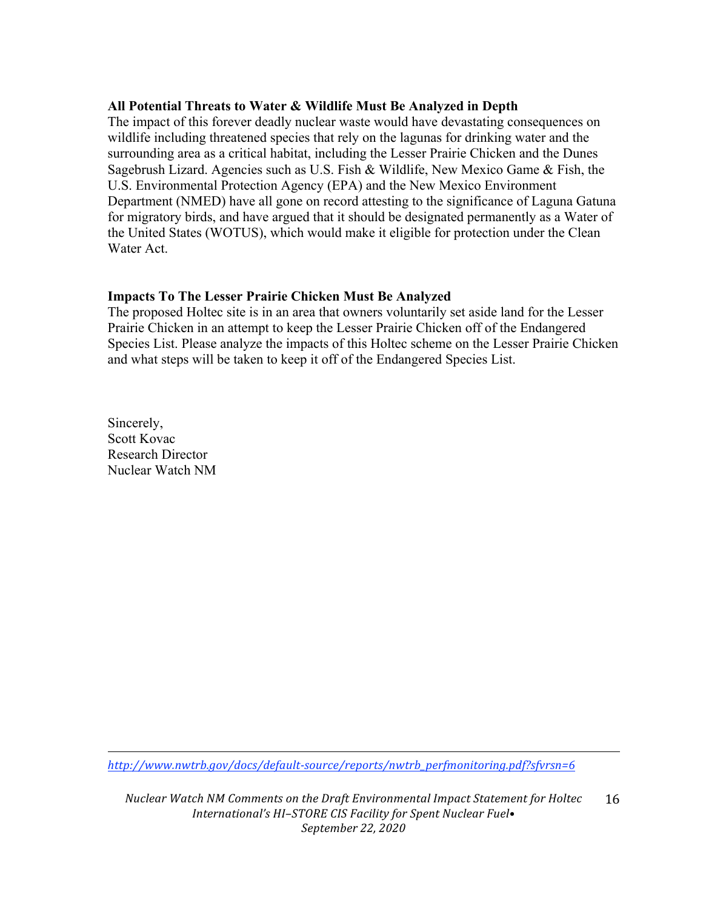**All Potential Threats to Water & Wildlife Must Be Analyzed in Depth**

The impact of this forever deadly nuclear waste would have devastating consequences on wildlife including threatened species that rely on the lagunas for drinking water and the surrounding area as a critical habitat, including the Lesser Prairie Chicken and the Dunes Sagebrush Lizard. Agencies such as U.S. Fish & Wildlife, New Mexico Game & Fish, the U.S. Environmental Protection Agency (EPA) and the New Mexico Environment Department (NMED) have all gone on record attesting to the significance of Laguna Gatuna for migratory birds, and have argued that it should be designated permanently as a Water of the United States (WOTUS), which would make it eligible for protection under the Clean Water Act.

**Impacts To The Lesser Prairie Chicken Must Be Analyzed**

The proposed Holtec site is in an area that owners voluntarily set aside land for the Lesser Prairie Chicken in an attempt to keep the Lesser Prairie Chicken off of the Endangered Species List. Please analyze the impacts of this Holtec scheme on the Lesser Prairie Chicken and what steps will be taken to keep it off of the Endangered Species List.

Sincerely,  
Scott Kovac  
Research Director  
Nuclear Watch NM

---

*http://www.nwtrb.gov/docs/default-source/reports/nwtrb_perfmonitoring.pdf?sfvrsn=6*